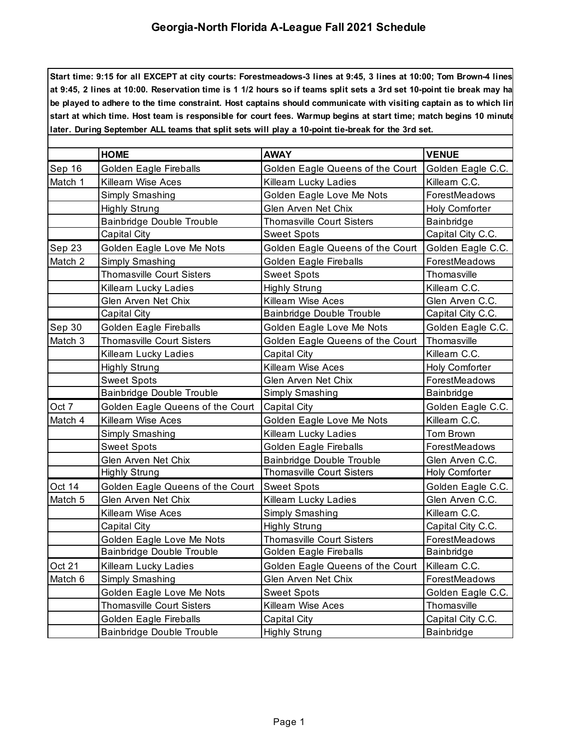# Georgia-North Florida A-League Fall 2021 Schedule

**Start time: 9:15 for all EXCEPT at city courts: Forestmeadows-3 lines at 9:45, 3 lines at 10:00; Tom Brown-4 lines at 9:45, 2 lines at 10:00. Reservation time is 1 1/2 hours so if teams split sets a 3rd set 10-point tie break may ha be played to adhere to the time constraint. Host captains should communicate with visiting captain as to which lin start at which time. Host team is responsible for court fees. Warmup begins at start time; match begins 10 minute later. During September ALL teams that split sets will play a 10-point tie-break for the 3rd set.**

| | HOME | AWAY | VENUE |
|---|---|---|---|
| Sep 16 | Golden Eagle Fireballs | Golden Eagle Queens of the Court | Golden Eagle C.C. |
| Match 1 | Killearn Wise Aces | Killearn Lucky Ladies | Killearn C.C. |
| | Simply Smashing | Golden Eagle Love Me Nots | ForestMeadows |
| | Highly Strung | Glen Arven Net Chix | Holy Comforter |
| | Bainbridge Double Trouble | Thomasville Court Sisters | Bainbridge |
| | Capital City | Sweet Spots | Capital City C.C. |
| Sep 23 | Golden Eagle Love Me Nots | Golden Eagle Queens of the Court | Golden Eagle C.C. |
| Match 2 | Simply Smashing | Golden Eagle Fireballs | ForestMeadows |
| | Thomasville Court Sisters | Sweet Spots | Thomasville |
| | Killearn Lucky Ladies | Highly Strung | Killearn C.C. |
| | Glen Arven Net Chix | Killearn Wise Aces | Glen Arven C.C. |
| | Capital City | Bainbridge Double Trouble | Capital City C.C. |
| Sep 30 | Golden Eagle Fireballs | Golden Eagle Love Me Nots | Golden Eagle C.C. |
| Match 3 | Thomasville Court Sisters | Golden Eagle Queens of the Court | Thomasville |
| | Killearn Lucky Ladies | Capital City | Killearn C.C. |
| | Highly Strung | Killearn Wise Aces | Holy Comforter |
| | Sweet Spots | Glen Arven Net Chix | ForestMeadows |
| | Bainbridge Double Trouble | Simply Smashing | Bainbridge |
| Oct 7 | Golden Eagle Queens of the Court | Capital City | Golden Eagle C.C. |
| Match 4 | Killearn Wise Aces | Golden Eagle Love Me Nots | Killearn C.C. |
| | Simply Smashing | Killearn Lucky Ladies | Tom Brown |
| | Sweet Spots | Golden Eagle Fireballs | ForestMeadows |
| | Glen Arven Net Chix | Bainbridge Double Trouble | Glen Arven C.C. |
| | Highly Strung | Thomasville Court Sisters | Holy Comforter |
| Oct 14 | Golden Eagle Queens of the Court | Sweet Spots | Golden Eagle C.C. |
| Match 5 | Glen Arven Net Chix | Killearn Lucky Ladies | Glen Arven C.C. |
| | Killearn Wise Aces | Simply Smashing | Killearn C.C. |
| | Capital City | Highly Strung | Capital City C.C. |
| | Golden Eagle Love Me Nots | Thomasville Court Sisters | ForestMeadows |
| | Bainbridge Double Trouble | Golden Eagle Fireballs | Bainbridge |
| Oct 21 | Killearn Lucky Ladies | Golden Eagle Queens of the Court | Killearn C.C. |
| Match 6 | Simply Smashing | Glen Arven Net Chix | ForestMeadows |
| | Golden Eagle Love Me Nots | Sweet Spots | Golden Eagle C.C. |
| | Thomasville Court Sisters | Killearn Wise Aces | Thomasville |
| | Golden Eagle Fireballs | Capital City | Capital City C.C. |
| | Bainbridge Double Trouble | Highly Strung | Bainbridge |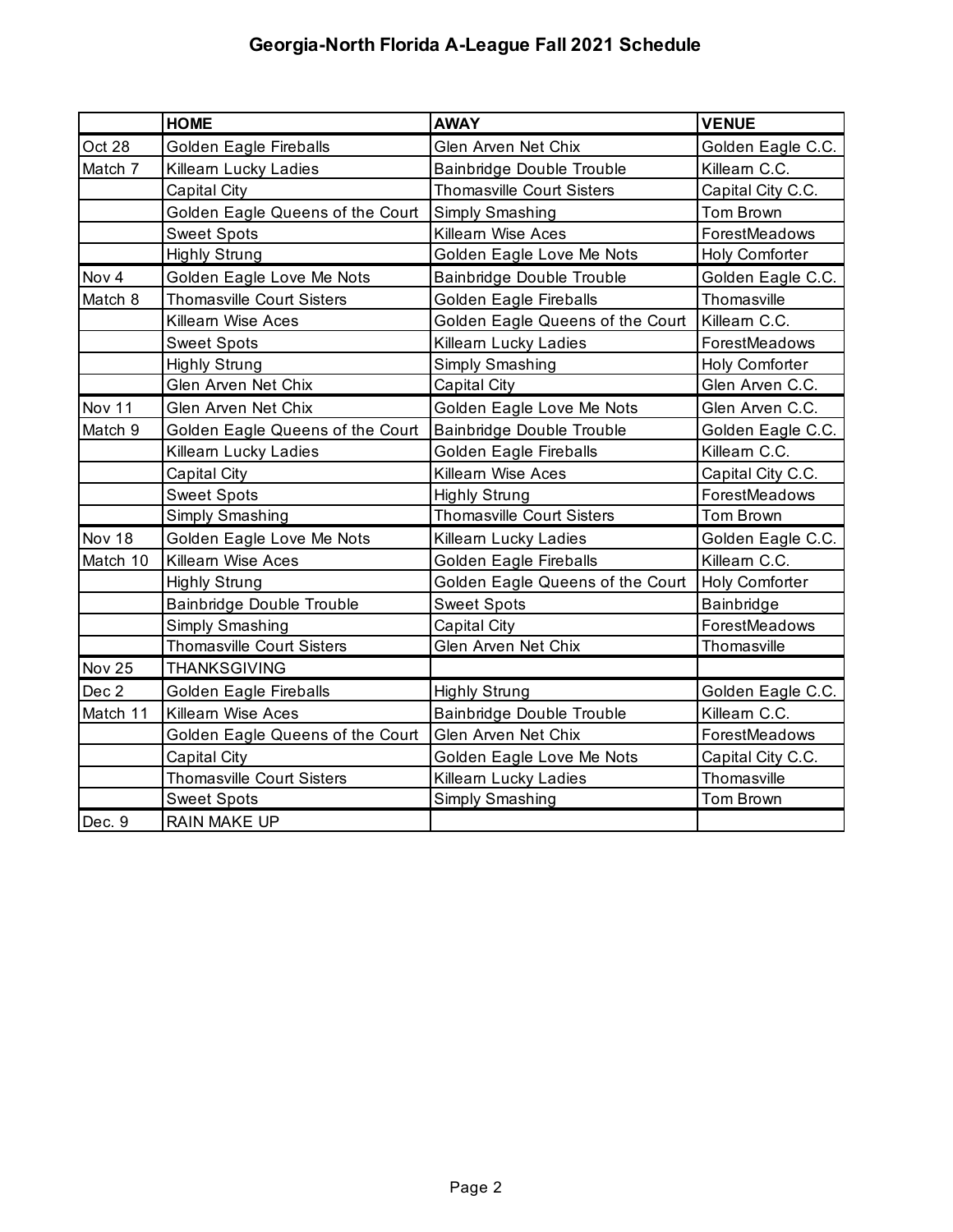# Georgia-North Florida A-League Fall 2021 Schedule

| | HOME | AWAY | VENUE |
|---|---|---|---|
| Oct 28 | Golden Eagle Fireballs | Glen Arven Net Chix | Golden Eagle C.C. |
| Match 7 | Killearn Lucky Ladies | Bainbridge Double Trouble | Killearn C.C. |
| | Capital City | Thomasville Court Sisters | Capital City C.C. |
| | Golden Eagle Queens of the Court | Simply Smashing | Tom Brown |
| | Sweet Spots | Killearn Wise Aces | ForestMeadows |
| | Highly Strung | Golden Eagle Love Me Nots | Holy Comforter |
| Nov 4 | Golden Eagle Love Me Nots | Bainbridge Double Trouble | Golden Eagle C.C. |
| Match 8 | Thomasville Court Sisters | Golden Eagle Fireballs | Thomasville |
| | Killearn Wise Aces | Golden Eagle Queens of the Court | Killearn C.C. |
| | Sweet Spots | Killearn Lucky Ladies | ForestMeadows |
| | Highly Strung | Simply Smashing | Holy Comforter |
| | Glen Arven Net Chix | Capital City | Glen Arven C.C. |
| Nov 11 | Glen Arven Net Chix | Golden Eagle Love Me Nots | Glen Arven C.C. |
| Match 9 | Golden Eagle Queens of the Court | Bainbridge Double Trouble | Golden Eagle C.C. |
| | Killearn Lucky Ladies | Golden Eagle Fireballs | Killearn C.C. |
| | Capital City | Killearn Wise Aces | Capital City C.C. |
| | Sweet Spots | Highly Strung | ForestMeadows |
| | Simply Smashing | Thomasville Court Sisters | Tom Brown |
| Nov 18 | Golden Eagle Love Me Nots | Killearn Lucky Ladies | Golden Eagle C.C. |
| Match 10 | Killearn Wise Aces | Golden Eagle Fireballs | Killearn C.C. |
| | Highly Strung | Golden Eagle Queens of the Court | Holy Comforter |
| | Bainbridge Double Trouble | Sweet Spots | Bainbridge |
| | Simply Smashing | Capital City | ForestMeadows |
| | Thomasville Court Sisters | Glen Arven Net Chix | Thomasville |
| Nov 25 | THANKSGIVING | | |
| Dec 2 | Golden Eagle Fireballs | Highly Strung | Golden Eagle C.C. |
| Match 11 | Killearn Wise Aces | Bainbridge Double Trouble | Killearn C.C. |
| | Golden Eagle Queens of the Court | Glen Arven Net Chix | ForestMeadows |
| | Capital City | Golden Eagle Love Me Nots | Capital City C.C. |
| | Thomasville Court Sisters | Killearn Lucky Ladies | Thomasville |
| | Sweet Spots | Simply Smashing | Tom Brown |
| Dec. 9 | RAIN MAKE UP | | |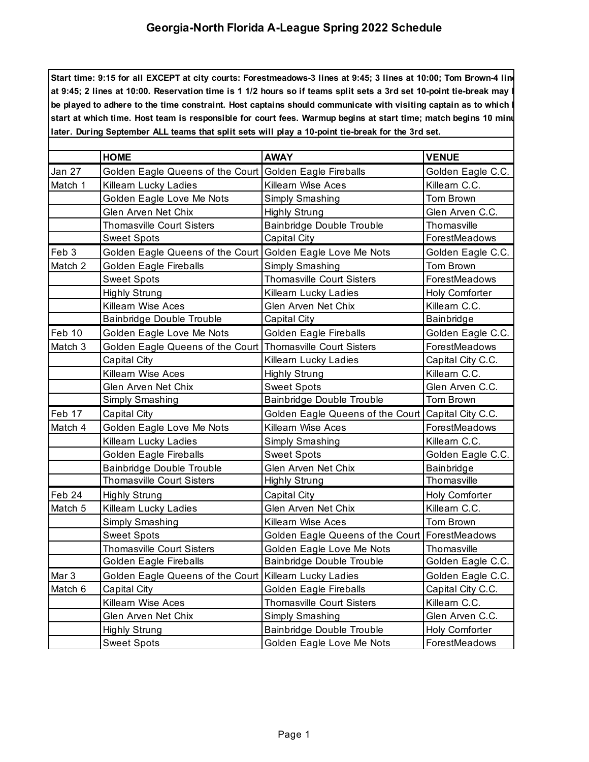# Georgia-North Florida A-League Spring 2022 Schedule

**Start time: 9:15 for all EXCEPT at city courts: Forestmeadows-3 lines at 9:45; 3 lines at 10:00; Tom Brown-4 lin at 9:45; 2 lines at 10:00. Reservation time is 1 1/2 hours so if teams split sets a 3rd set 10-point tie-break may be played to adhere to the time constraint. Host captains should communicate with visiting captain as to which l start at which time. Host team is responsible for court fees. Warmup begins at start time; match begins 10 minu later. During September ALL teams that split sets will play a 10-point tie-break for the 3rd set.**

| | HOME | AWAY | VENUE |
|---|---|---|---|
| Jan 27 | Golden Eagle Queens of the Court | Golden Eagle Fireballs | Golden Eagle C.C. |
| Match 1 | Killearn Lucky Ladies | Killearn Wise Aces | Killearn C.C. |
| | Golden Eagle Love Me Nots | Simply Smashing | Tom Brown |
| | Glen Arven Net Chix | Highly Strung | Glen Arven C.C. |
| | Thomasville Court Sisters | Bainbridge Double Trouble | Thomasville |
| | Sweet Spots | Capital City | ForestMeadows |
| Feb 3 | Golden Eagle Queens of the Court | Golden Eagle Love Me Nots | Golden Eagle C.C. |
| Match 2 | Golden Eagle Fireballs | Simply Smashing | Tom Brown |
| | Sweet Spots | Thomasville Court Sisters | ForestMeadows |
| | Highly Strung | Killearn Lucky Ladies | Holy Comforter |
| | Killearn Wise Aces | Glen Arven Net Chix | Killearn C.C. |
| | Bainbridge Double Trouble | Capital City | Bainbridge |
| Feb 10 | Golden Eagle Love Me Nots | Golden Eagle Fireballs | Golden Eagle C.C. |
| Match 3 | Golden Eagle Queens of the Court | Thomasville Court Sisters | ForestMeadows |
| | Capital City | Killearn Lucky Ladies | Capital City C.C. |
| | Killearn Wise Aces | Highly Strung | Killearn C.C. |
| | Glen Arven Net Chix | Sweet Spots | Glen Arven C.C. |
| | Simply Smashing | Bainbridge Double Trouble | Tom Brown |
| Feb 17 | Capital City | Golden Eagle Queens of the Court | Capital City C.C. |
| Match 4 | Golden Eagle Love Me Nots | Killearn Wise Aces | ForestMeadows |
| | Killearn Lucky Ladies | Simply Smashing | Killearn C.C. |
| | Golden Eagle Fireballs | Sweet Spots | Golden Eagle C.C. |
| | Bainbridge Double Trouble | Glen Arven Net Chix | Bainbridge |
| | Thomasville Court Sisters | Highly Strung | Thomasville |
| Feb 24 | Highly Strung | Capital City | Holy Comforter |
| Match 5 | Killearn Lucky Ladies | Glen Arven Net Chix | Killearn C.C. |
| | Simply Smashing | Killearn Wise Aces | Tom Brown |
| | Sweet Spots | Golden Eagle Queens of the Court | ForestMeadows |
| | Thomasville Court Sisters | Golden Eagle Love Me Nots | Thomasville |
| | Golden Eagle Fireballs | Bainbridge Double Trouble | Golden Eagle C.C. |
| Mar 3 | Golden Eagle Queens of the Court | Killearn Lucky Ladies | Golden Eagle C.C. |
| Match 6 | Capital City | Golden Eagle Fireballs | Capital City C.C. |
| | Killearn Wise Aces | Thomasville Court Sisters | Killearn C.C. |
| | Glen Arven Net Chix | Simply Smashing | Glen Arven C.C. |
| | Highly Strung | Bainbridge Double Trouble | Holy Comforter |
| | Sweet Spots | Golden Eagle Love Me Nots | ForestMeadows |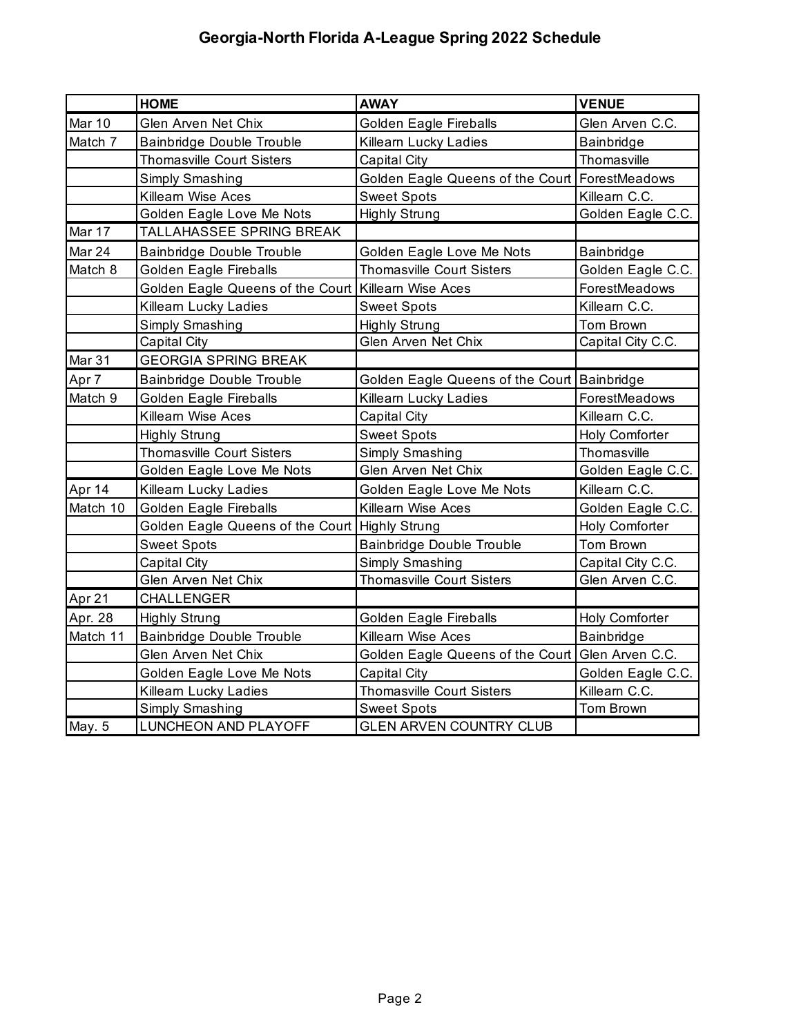# Georgia-North Florida A-League Spring 2022 Schedule

| | HOME | AWAY | VENUE |
|---|---|---|---|
| Mar 10 | Glen Arven Net Chix | Golden Eagle Fireballs | Glen Arven C.C. |
| Match 7 | Bainbridge Double Trouble | Killearn Lucky Ladies | Bainbridge |
| | Thomasville Court Sisters | Capital City | Thomasville |
| | Simply Smashing | Golden Eagle Queens of the Court | ForestMeadows |
| | Killearn Wise Aces | Sweet Spots | Killearn C.C. |
| | Golden Eagle Love Me Nots | Highly Strung | Golden Eagle C.C. |
| Mar 17 | TALLAHASSEE SPRING BREAK | | |
| Mar 24 | Bainbridge Double Trouble | Golden Eagle Love Me Nots | Bainbridge |
| Match 8 | Golden Eagle Fireballs | Thomasville Court Sisters | Golden Eagle C.C. |
| | Golden Eagle Queens of the Court | Killearn Wise Aces | ForestMeadows |
| | Killearn Lucky Ladies | Sweet Spots | Killearn C.C. |
| | Simply Smashing | Highly Strung | Tom Brown |
| | Capital City | Glen Arven Net Chix | Capital City C.C. |
| Mar 31 | GEORGIA SPRING BREAK | | |
| Apr 7 | Bainbridge Double Trouble | Golden Eagle Queens of the Court | Bainbridge |
| Match 9 | Golden Eagle Fireballs | Killearn Lucky Ladies | ForestMeadows |
| | Killearn Wise Aces | Capital City | Killearn C.C. |
| | Highly Strung | Sweet Spots | Holy Comforter |
| | Thomasville Court Sisters | Simply Smashing | Thomasville |
| | Golden Eagle Love Me Nots | Glen Arven Net Chix | Golden Eagle C.C. |
| Apr 14 | Killearn Lucky Ladies | Golden Eagle Love Me Nots | Killearn C.C. |
| Match 10 | Golden Eagle Fireballs | Killearn Wise Aces | Golden Eagle C.C. |
| | Golden Eagle Queens of the Court | Highly Strung | Holy Comforter |
| | Sweet Spots | Bainbridge Double Trouble | Tom Brown |
| | Capital City | Simply Smashing | Capital City C.C. |
| | Glen Arven Net Chix | Thomasville Court Sisters | Glen Arven C.C. |
| Apr 21 | CHALLENGER | | |
| Apr. 28 | Highly Strung | Golden Eagle Fireballs | Holy Comforter |
| Match 11 | Bainbridge Double Trouble | Killearn Wise Aces | Bainbridge |
| | Glen Arven Net Chix | Golden Eagle Queens of the Court | Glen Arven C.C. |
| | Golden Eagle Love Me Nots | Capital City | Golden Eagle C.C. |
| | Killearn Lucky Ladies | Thomasville Court Sisters | Killearn C.C. |
| | Simply Smashing | Sweet Spots | Tom Brown |
| May. 5 | LUNCHEON AND PLAYOFF | GLEN ARVEN COUNTRY CLUB | |